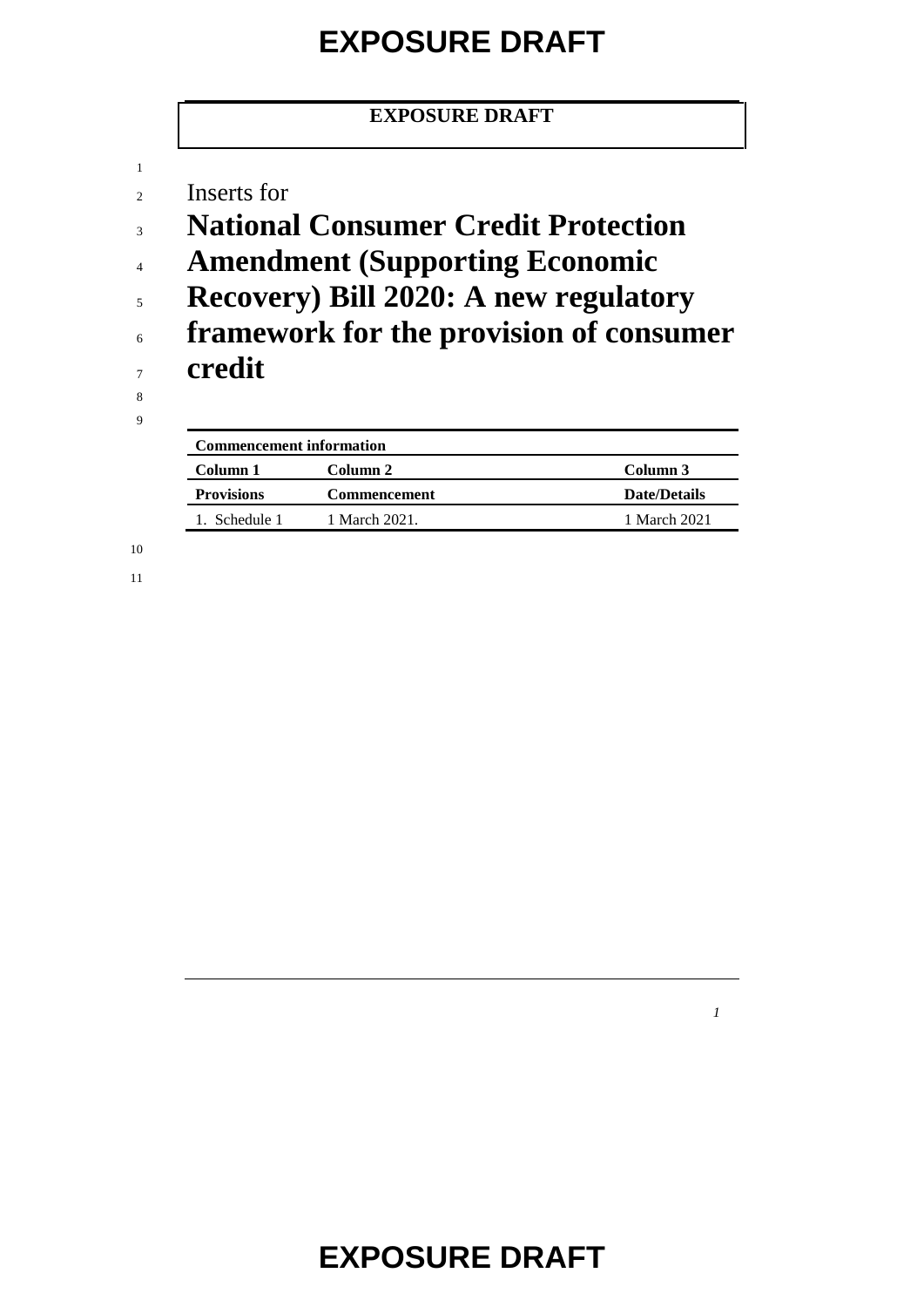**EXPOSURE DRAFT**

Inserts for

# National Consumer Credit Protection Amendment (Supporting Economic Recovery) Bill 2020: A new regulatory framework for the provision of consumer credit

| Commencement information | | |
|---|---|---|
| **Column 1** | **Column 2** | **Column 3** |
| **Provisions** | **Commencement** | **Date/Details** |
| 1. Schedule 1 | 1 March 2021. | 1 March 2021 |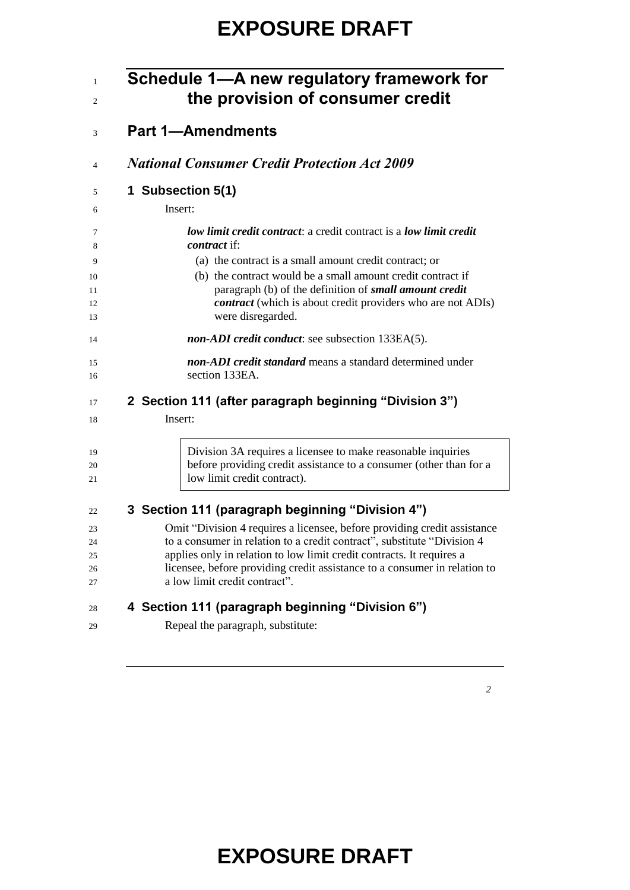# Schedule 1—A new regulatory framework for the provision of consumer credit

## Part 1—Amendments

### *National Consumer Credit Protection Act 2009*

#### 1 Subsection 5(1)

Insert:

> ***low limit credit contract***: a credit contract is a ***low limit credit contract*** if:
>
> (a) the contract is a small amount credit contract; or
>
> (b) the contract would be a small amount credit contract if paragraph (b) of the definition of ***small amount credit contract*** (which is about credit providers who are not ADIs) were disregarded.
>
> ***non-ADI credit conduct***: see subsection 133EA(5).
>
> ***non-ADI credit standard*** means a standard determined under section 133EA.

#### 2 Section 111 (after paragraph beginning "Division 3")

Insert:

> Division 3A requires a licensee to make reasonable inquiries before providing credit assistance to a consumer (other than for a low limit credit contract).

#### 3 Section 111 (paragraph beginning "Division 4")

Omit "Division 4 requires a licensee, before providing credit assistance to a consumer in relation to a credit contract", substitute "Division 4 applies only in relation to low limit credit contracts. It requires a licensee, before providing credit assistance to a consumer in relation to a low limit credit contract".

#### 4 Section 111 (paragraph beginning "Division 6")

Repeal the paragraph, substitute: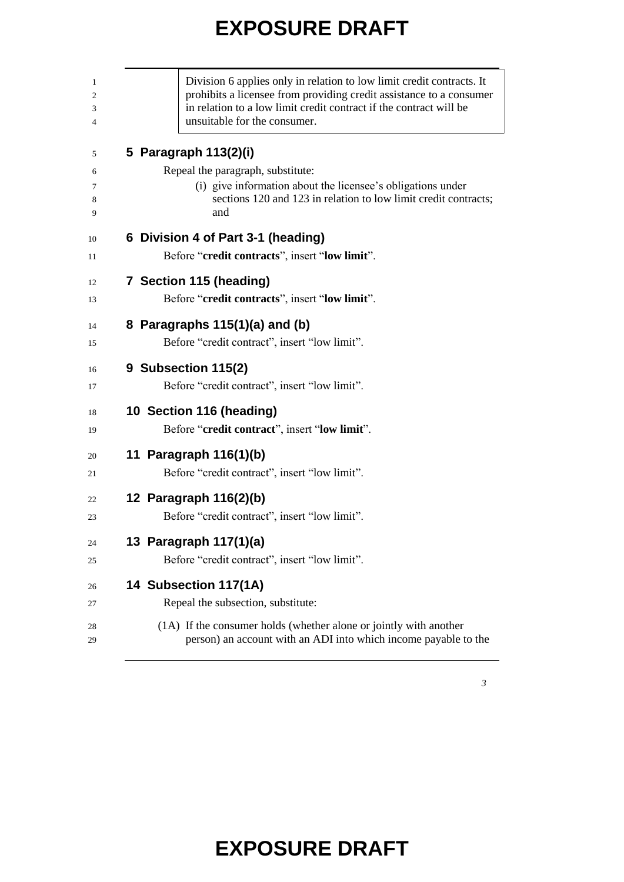> Division 6 applies only in relation to low limit credit contracts. It prohibits a licensee from providing credit assistance to a consumer in relation to a low limit credit contract if the contract will be unsuitable for the consumer.

## 5 Paragraph 113(2)(i)

Repeal the paragraph, substitute:

(i) give information about the licensee's obligations under sections 120 and 123 in relation to low limit credit contracts; and

## 6 Division 4 of Part 3-1 (heading)

Before "**credit contracts**", insert "**low limit**".

## 7 Section 115 (heading)

Before "**credit contracts**", insert "**low limit**".

## 8 Paragraphs 115(1)(a) and (b)

Before "credit contract", insert "low limit".

## 9 Subsection 115(2)

Before "credit contract", insert "low limit".

## 10 Section 116 (heading)

Before "**credit contract**", insert "**low limit**".

## 11 Paragraph 116(1)(b)

Before "credit contract", insert "low limit".

## 12 Paragraph 116(2)(b)

Before "credit contract", insert "low limit".

## 13 Paragraph 117(1)(a)

Before "credit contract", insert "low limit".

## 14 Subsection 117(1A)

Repeal the subsection, substitute:

(1A) If the consumer holds (whether alone or jointly with another person) an account with an ADI into which income payable to the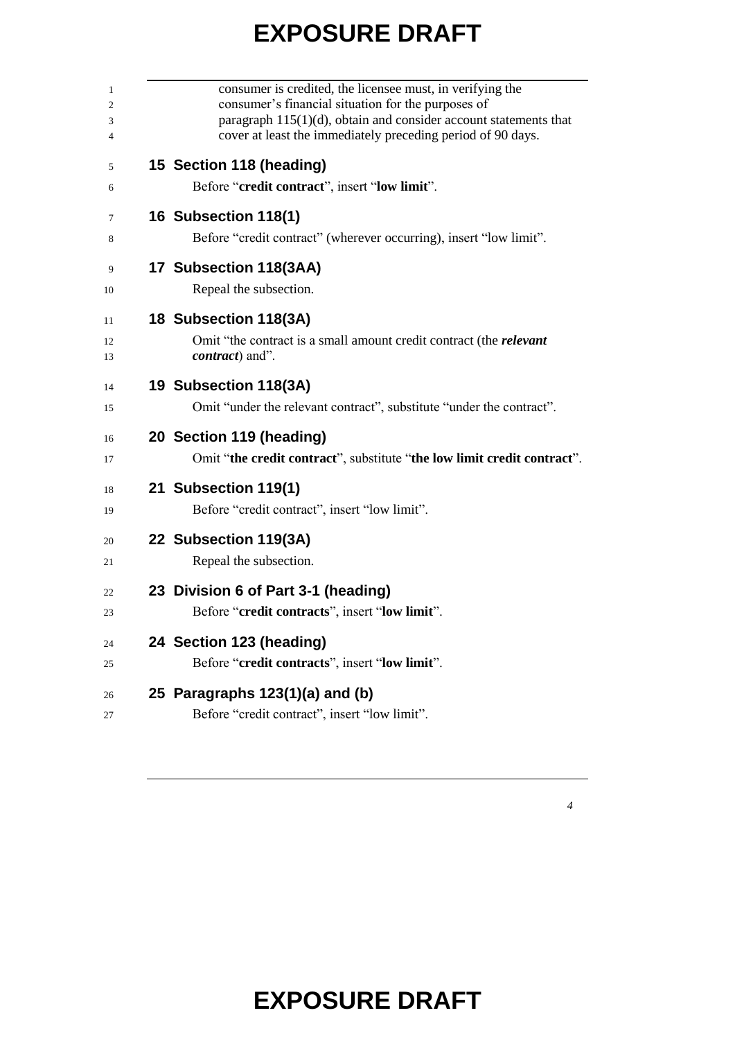consumer is credited, the licensee must, in verifying the consumer's financial situation for the purposes of paragraph 115(1)(d), obtain and consider account statements that cover at least the immediately preceding period of 90 days.

### 15 Section 118 (heading)

Before "**credit contract**", insert "**low limit**".

### 16 Subsection 118(1)

Before "credit contract" (wherever occurring), insert "low limit".

### 17 Subsection 118(3AA)

Repeal the subsection.

### 18 Subsection 118(3A)

Omit "the contract is a small amount credit contract (the ***relevant contract***) and".

### 19 Subsection 118(3A)

Omit "under the relevant contract", substitute "under the contract".

### 20 Section 119 (heading)

Omit "**the credit contract**", substitute "**the low limit credit contract**".

### 21 Subsection 119(1)

Before "credit contract", insert "low limit".

### 22 Subsection 119(3A)

Repeal the subsection.

### 23 Division 6 of Part 3-1 (heading)

Before "**credit contracts**", insert "**low limit**".

### 24 Section 123 (heading)

Before "**credit contracts**", insert "**low limit**".

### 25 Paragraphs 123(1)(a) and (b)

Before "credit contract", insert "low limit".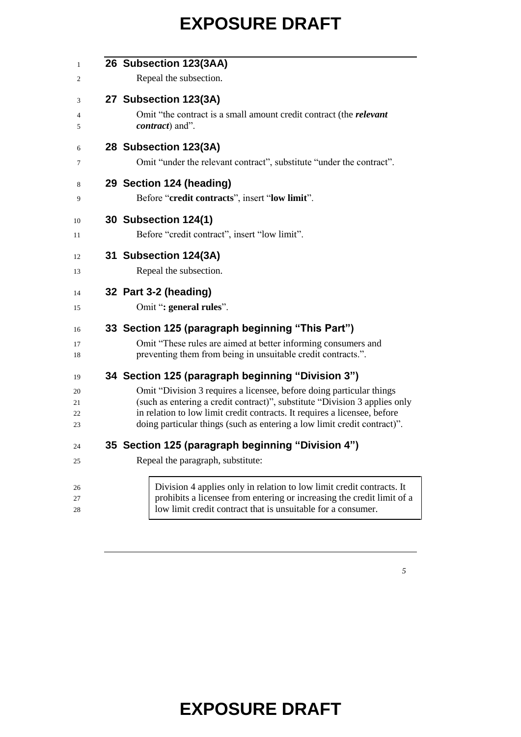### 26 Subsection 123(3AA)

Repeal the subsection.

### 27 Subsection 123(3A)

Omit "the contract is a small amount credit contract (the ***relevant contract***) and".

### 28 Subsection 123(3A)

Omit "under the relevant contract", substitute "under the contract".

### 29 Section 124 (heading)

Before "**credit contracts**", insert "**low limit**".

### 30 Subsection 124(1)

Before "credit contract", insert "low limit".

### 31 Subsection 124(3A)

Repeal the subsection.

### 32 Part 3-2 (heading)

Omit "**: general rules**".

### 33 Section 125 (paragraph beginning "This Part")

Omit "These rules are aimed at better informing consumers and preventing them from being in unsuitable credit contracts.".

### 34 Section 125 (paragraph beginning "Division 3")

Omit "Division 3 requires a licensee, before doing particular things (such as entering a credit contract)", substitute "Division 3 applies only in relation to low limit credit contracts. It requires a licensee, before doing particular things (such as entering a low limit credit contract)".

### 35 Section 125 (paragraph beginning "Division 4")

Repeal the paragraph, substitute:

> Division 4 applies only in relation to low limit credit contracts. It prohibits a licensee from entering or increasing the credit limit of a low limit credit contract that is unsuitable for a consumer.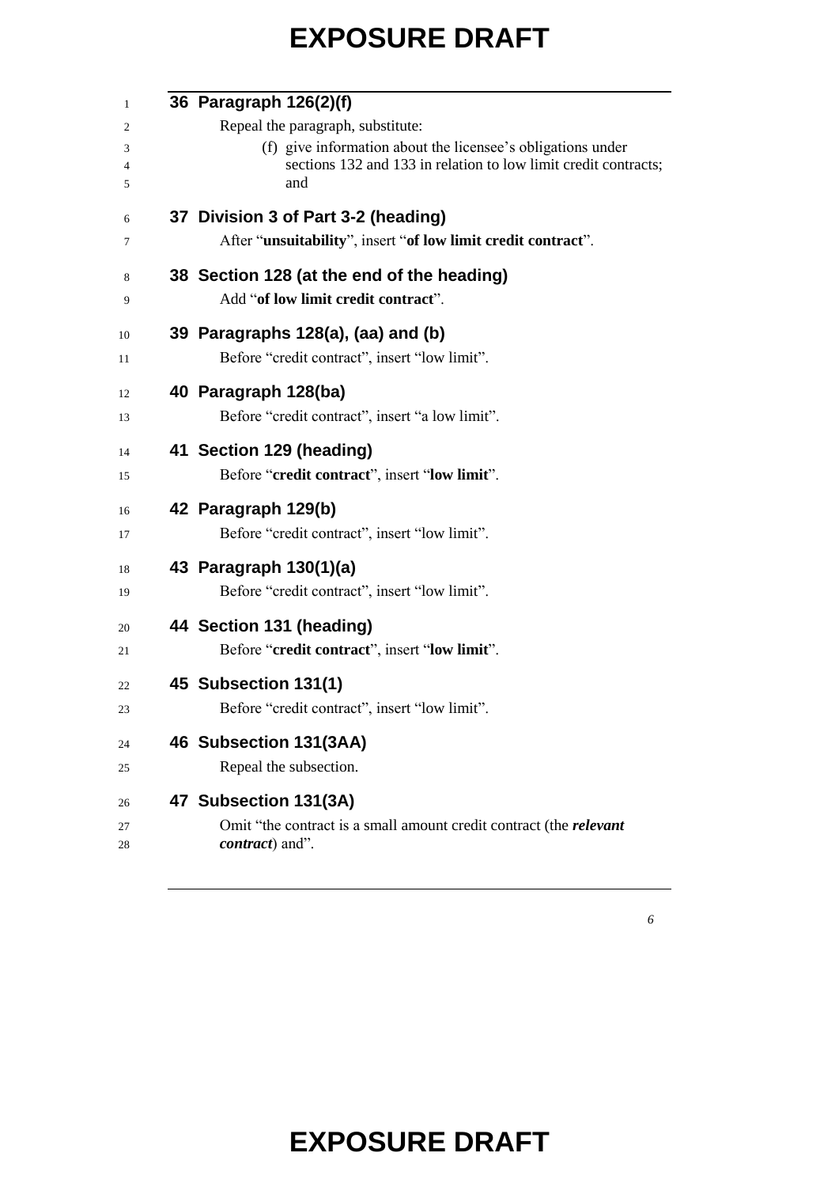### 36 Paragraph 126(2)(f)

Repeal the paragraph, substitute:

(f) give information about the licensee's obligations under sections 132 and 133 in relation to low limit credit contracts; and

### 37 Division 3 of Part 3-2 (heading)

After "**unsuitability**", insert "**of low limit credit contract**".

### 38 Section 128 (at the end of the heading)

Add "**of low limit credit contract**".

### 39 Paragraphs 128(a), (aa) and (b)

Before "credit contract", insert "low limit".

### 40 Paragraph 128(ba)

Before "credit contract", insert "a low limit".

### 41 Section 129 (heading)

Before "**credit contract**", insert "**low limit**".

### 42 Paragraph 129(b)

Before "credit contract", insert "low limit".

### 43 Paragraph 130(1)(a)

Before "credit contract", insert "low limit".

### 44 Section 131 (heading)

Before "**credit contract**", insert "**low limit**".

### 45 Subsection 131(1)

Before "credit contract", insert "low limit".

### 46 Subsection 131(3AA)

Repeal the subsection.

### 47 Subsection 131(3A)

Omit "the contract is a small amount credit contract (the ***relevant contract***) and".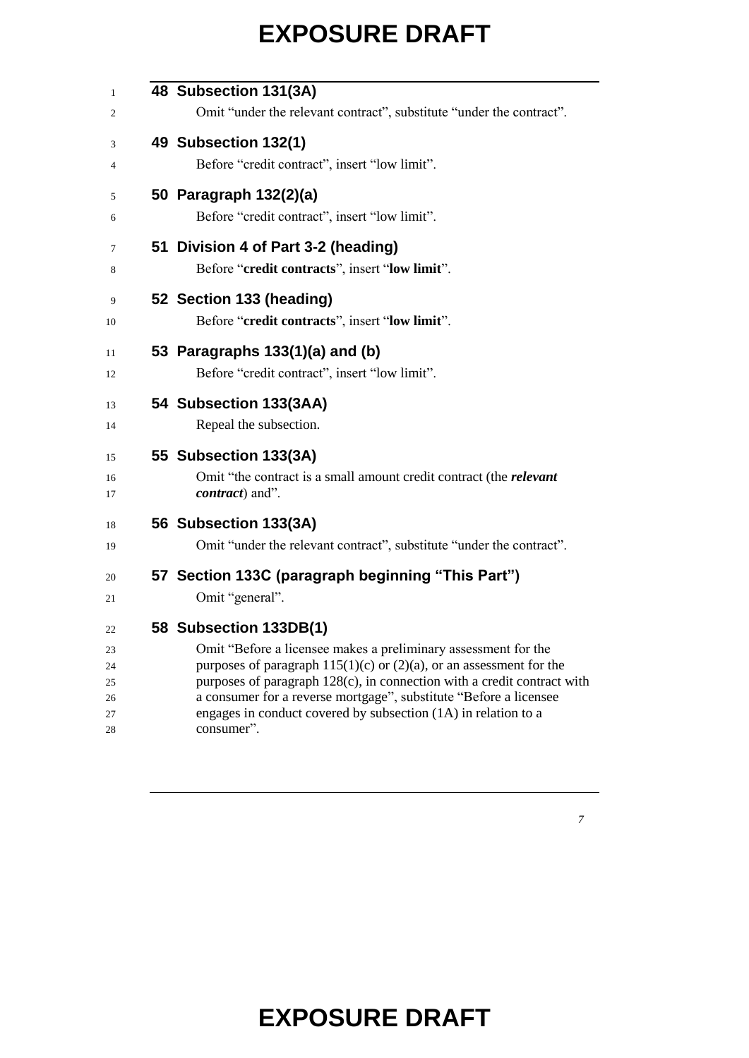### 48 Subsection 131(3A)

Omit “under the relevant contract”, substitute “under the contract”.

### 49 Subsection 132(1)

Before “credit contract”, insert “low limit”.

### 50 Paragraph 132(2)(a)

Before “credit contract”, insert “low limit”.

### 51 Division 4 of Part 3-2 (heading)

Before “**credit contracts**”, insert “**low limit**”.

### 52 Section 133 (heading)

Before “**credit contracts**”, insert “**low limit**”.

### 53 Paragraphs 133(1)(a) and (b)

Before “credit contract”, insert “low limit”.

### 54 Subsection 133(3AA)

Repeal the subsection.

### 55 Subsection 133(3A)

Omit “the contract is a small amount credit contract (the ***relevant contract***) and”.

### 56 Subsection 133(3A)

Omit “under the relevant contract”, substitute “under the contract”.

### 57 Section 133C (paragraph beginning “This Part”)

Omit “general”.

### 58 Subsection 133DB(1)

Omit “Before a licensee makes a preliminary assessment for the purposes of paragraph 115(1)(c) or (2)(a), or an assessment for the purposes of paragraph 128(c), in connection with a credit contract with a consumer for a reverse mortgage”, substitute “Before a licensee engages in conduct covered by subsection (1A) in relation to a consumer”.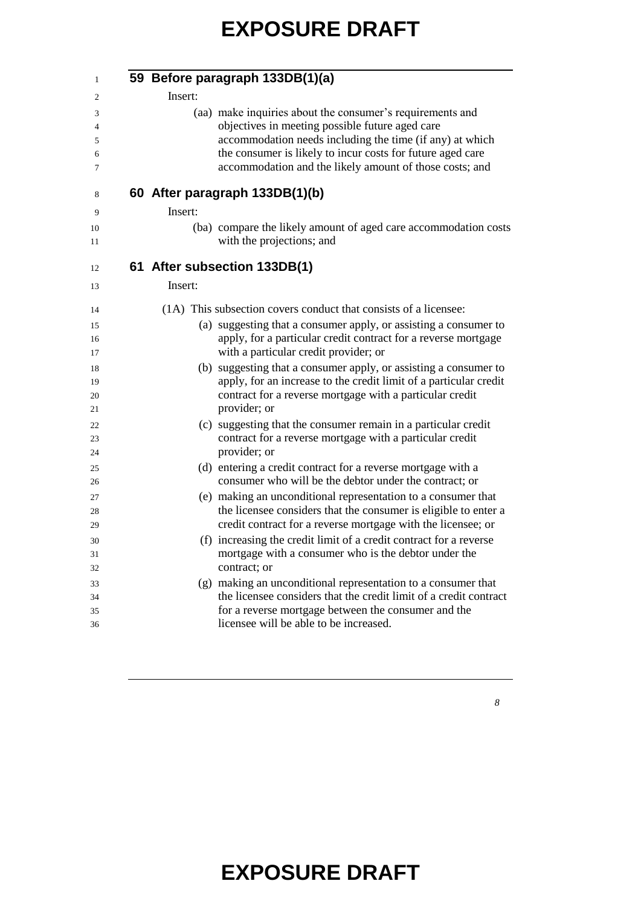## 59 Before paragraph 133DB(1)(a)

Insert:

(aa) make inquiries about the consumer's requirements and objectives in meeting possible future aged care accommodation needs including the time (if any) at which the consumer is likely to incur costs for future aged care accommodation and the likely amount of those costs; and

## 60 After paragraph 133DB(1)(b)

Insert:

(ba) compare the likely amount of aged care accommodation costs with the projections; and

## 61 After subsection 133DB(1)

Insert:

(1A) This subsection covers conduct that consists of a licensee:

(a) suggesting that a consumer apply, or assisting a consumer to apply, for a particular credit contract for a reverse mortgage with a particular credit provider; or

(b) suggesting that a consumer apply, or assisting a consumer to apply, for an increase to the credit limit of a particular credit contract for a reverse mortgage with a particular credit provider; or

(c) suggesting that the consumer remain in a particular credit contract for a reverse mortgage with a particular credit provider; or

(d) entering a credit contract for a reverse mortgage with a consumer who will be the debtor under the contract; or

(e) making an unconditional representation to a consumer that the licensee considers that the consumer is eligible to enter a credit contract for a reverse mortgage with the licensee; or

(f) increasing the credit limit of a credit contract for a reverse mortgage with a consumer who is the debtor under the contract; or

(g) making an unconditional representation to a consumer that the licensee considers that the credit limit of a credit contract for a reverse mortgage between the consumer and the licensee will be able to be increased.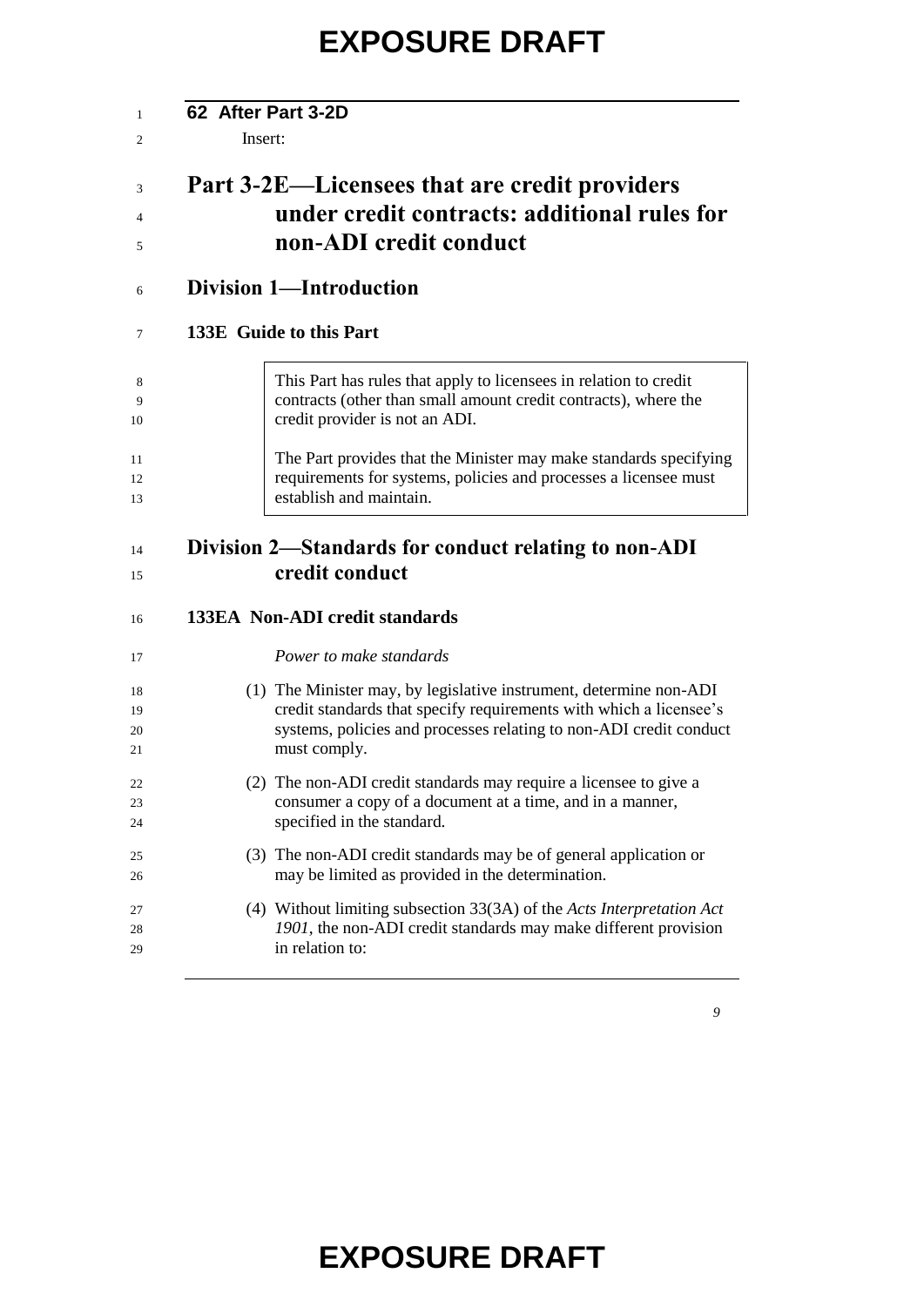**62 After Part 3-2D**

Insert:

# Part 3-2E—Licensees that are credit providers under credit contracts: additional rules for non-ADI credit conduct

## Division 1—Introduction

### 133E Guide to this Part

> This Part has rules that apply to licensees in relation to credit contracts (other than small amount credit contracts), where the credit provider is not an ADI.
>
> The Part provides that the Minister may make standards specifying requirements for systems, policies and processes a licensee must establish and maintain.

## Division 2—Standards for conduct relating to non-ADI credit conduct

### 133EA Non-ADI credit standards

*Power to make standards*

(1) The Minister may, by legislative instrument, determine non-ADI credit standards that specify requirements with which a licensee's systems, policies and processes relating to non-ADI credit conduct must comply.

(2) The non-ADI credit standards may require a licensee to give a consumer a copy of a document at a time, and in a manner, specified in the standard.

(3) The non-ADI credit standards may be of general application or may be limited as provided in the determination.

(4) Without limiting subsection 33(3A) of the *Acts Interpretation Act 1901*, the non-ADI credit standards may make different provision in relation to: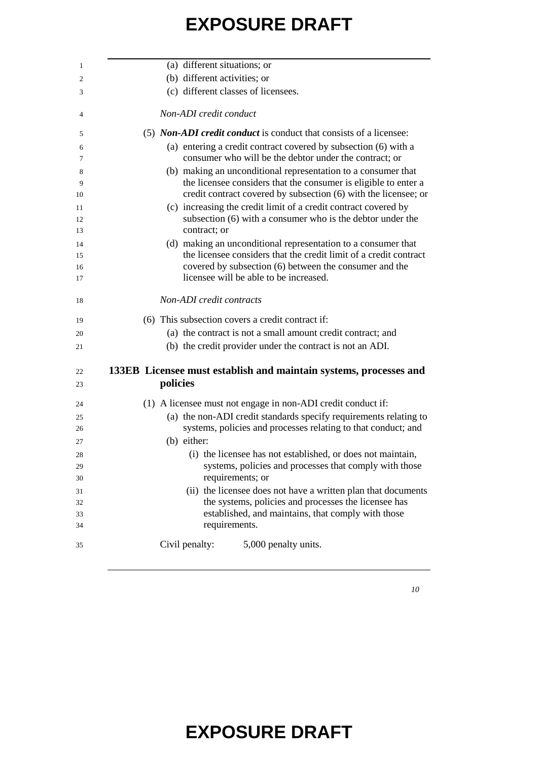(a) different situations; or

(b) different activities; or

(c) different classes of licensees.

*Non-ADI credit conduct*

(5) ***Non-ADI credit conduct*** is conduct that consists of a licensee:

(a) entering a credit contract covered by subsection (6) with a consumer who will be the debtor under the contract; or

(b) making an unconditional representation to a consumer that the licensee considers that the consumer is eligible to enter a credit contract covered by subsection (6) with the licensee; or

(c) increasing the credit limit of a credit contract covered by subsection (6) with a consumer who is the debtor under the contract; or

(d) making an unconditional representation to a consumer that the licensee considers that the credit limit of a credit contract covered by subsection (6) between the consumer and the licensee will be able to be increased.

*Non-ADI credit contracts*

(6) This subsection covers a credit contract if:

(a) the contract is not a small amount credit contract; and

(b) the credit provider under the contract is not an ADI.

### 133EB Licensee must establish and maintain systems, processes and policies

(1) A licensee must not engage in non-ADI credit conduct if:

(a) the non-ADI credit standards specify requirements relating to systems, policies and processes relating to that conduct; and

(b) either:

(i) the licensee has not established, or does not maintain, systems, policies and processes that comply with those requirements; or

(ii) the licensee does not have a written plan that documents the systems, policies and processes the licensee has established, and maintains, that comply with those requirements.

Civil penalty: 5,000 penalty units.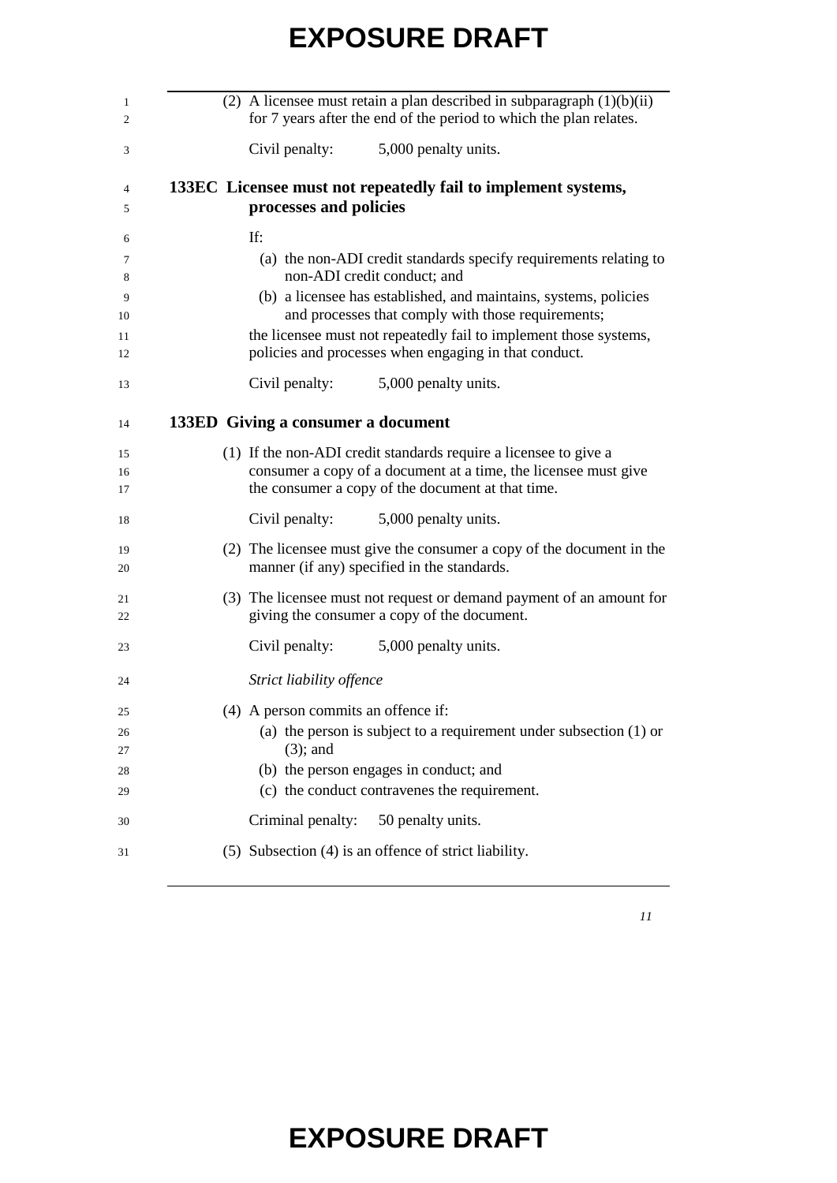(2) A licensee must retain a plan described in subparagraph (1)(b)(ii) for 7 years after the end of the period to which the plan relates.

Civil penalty: 5,000 penalty units.

### 133EC Licensee must not repeatedly fail to implement systems, processes and policies

If:

(a) the non-ADI credit standards specify requirements relating to non-ADI credit conduct; and

(b) a licensee has established, and maintains, systems, policies and processes that comply with those requirements;

the licensee must not repeatedly fail to implement those systems, policies and processes when engaging in that conduct.

Civil penalty: 5,000 penalty units.

### 133ED Giving a consumer a document

(1) If the non-ADI credit standards require a licensee to give a consumer a copy of a document at a time, the licensee must give the consumer a copy of the document at that time.

Civil penalty: 5,000 penalty units.

(2) The licensee must give the consumer a copy of the document in the manner (if any) specified in the standards.

(3) The licensee must not request or demand payment of an amount for giving the consumer a copy of the document.

Civil penalty: 5,000 penalty units.

*Strict liability offence*

(4) A person commits an offence if:

(a) the person is subject to a requirement under subsection (1) or (3); and

(b) the person engages in conduct; and

(c) the conduct contravenes the requirement.

Criminal penalty: 50 penalty units.

(5) Subsection (4) is an offence of strict liability.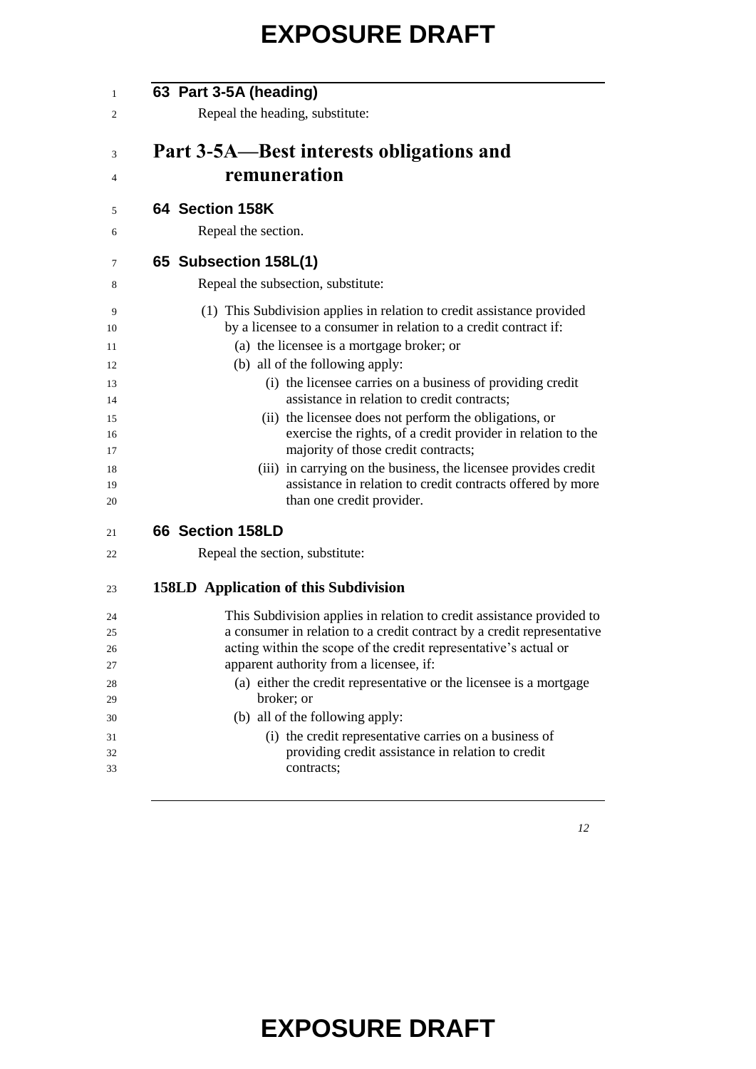**63 Part 3-5A (heading)**

Repeal the heading, substitute:

# Part 3-5A—Best interests obligations and remuneration

**64 Section 158K**

Repeal the section.

**65 Subsection 158L(1)**

Repeal the subsection, substitute:

(1) This Subdivision applies in relation to credit assistance provided by a licensee to a consumer in relation to a credit contract if:

- (a) the licensee is a mortgage broker; or
- (b) all of the following apply:
  - (i) the licensee carries on a business of providing credit assistance in relation to credit contracts;
  - (ii) the licensee does not perform the obligations, or exercise the rights, of a credit provider in relation to the majority of those credit contracts;
  - (iii) in carrying on the business, the licensee provides credit assistance in relation to credit contracts offered by more than one credit provider.

**66 Section 158LD**

Repeal the section, substitute:

### 158LD Application of this Subdivision

This Subdivision applies in relation to credit assistance provided to a consumer in relation to a credit contract by a credit representative acting within the scope of the credit representative's actual or apparent authority from a licensee, if:

- (a) either the credit representative or the licensee is a mortgage broker; or
- (b) all of the following apply:
  - (i) the credit representative carries on a business of providing credit assistance in relation to credit contracts;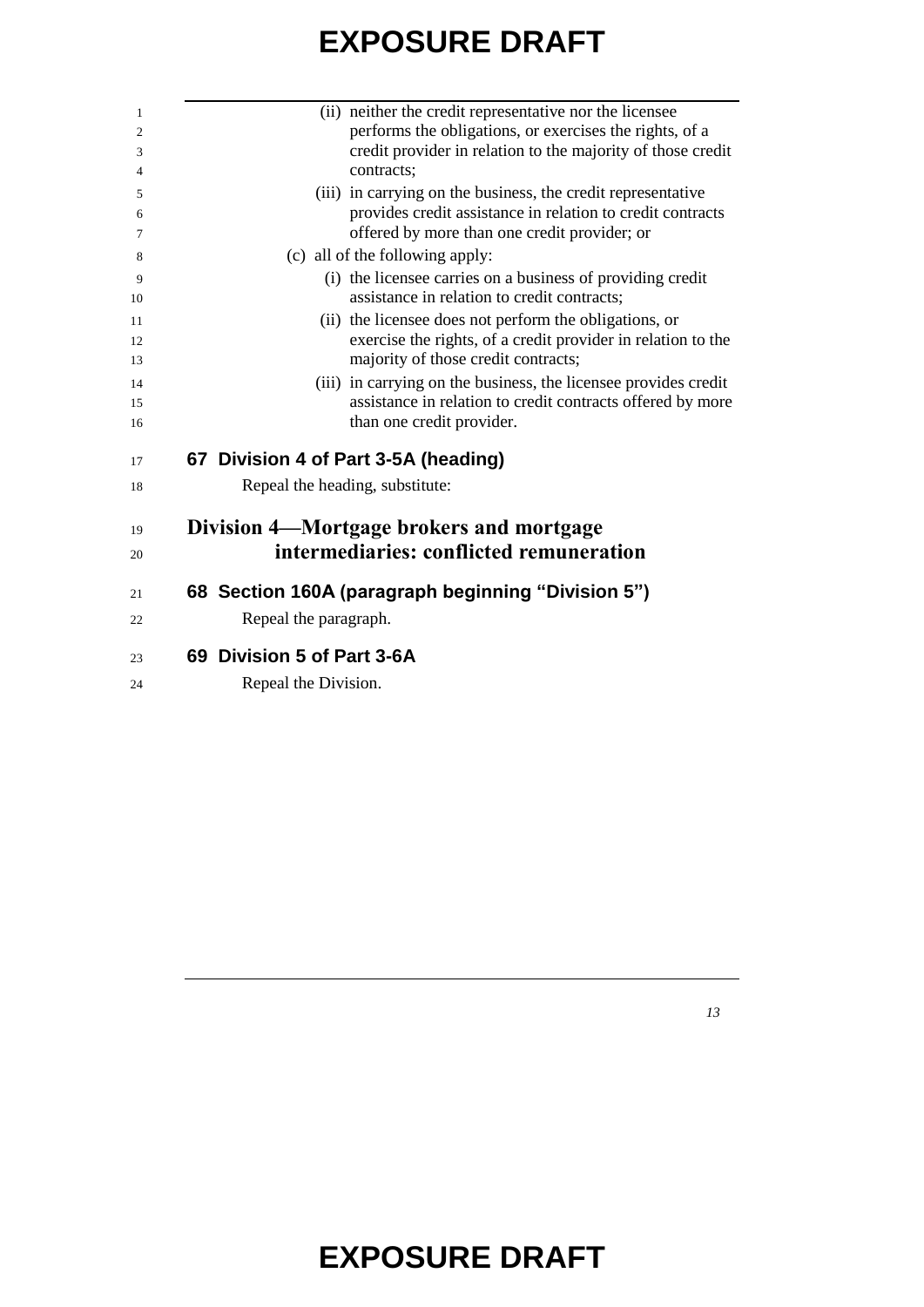(ii) neither the credit representative nor the licensee performs the obligations, or exercises the rights, of a credit provider in relation to the majority of those credit contracts;

(iii) in carrying on the business, the credit representative provides credit assistance in relation to credit contracts offered by more than one credit provider; or

(c) all of the following apply:

(i) the licensee carries on a business of providing credit assistance in relation to credit contracts;

(ii) the licensee does not perform the obligations, or exercise the rights, of a credit provider in relation to the majority of those credit contracts;

(iii) in carrying on the business, the licensee provides credit assistance in relation to credit contracts offered by more than one credit provider.

### 67 Division 4 of Part 3-5A (heading)

Repeal the heading, substitute:

## Division 4—Mortgage brokers and mortgage intermediaries: conflicted remuneration

### 68 Section 160A (paragraph beginning "Division 5")

Repeal the paragraph.

### 69 Division 5 of Part 3-6A

Repeal the Division.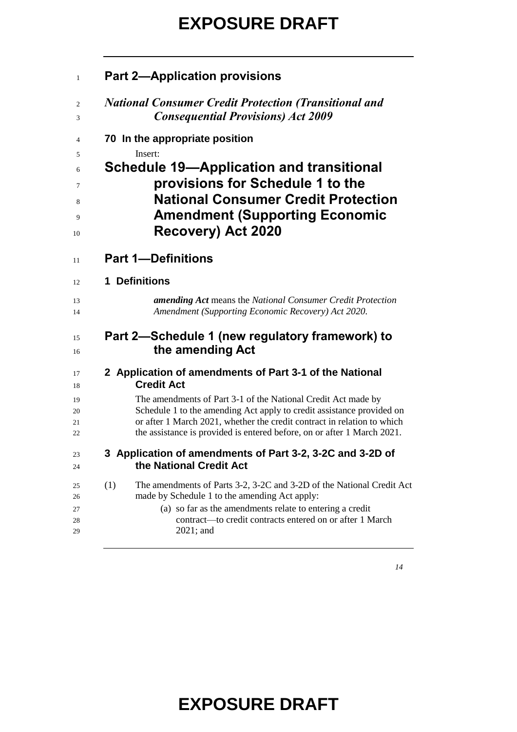## Part 2—Application provisions

### *National Consumer Credit Protection (Transitional and Consequential Provisions) Act 2009*

**70 In the appropriate position**

Insert:

# Schedule 19—Application and transitional provisions for Schedule 1 to the National Consumer Credit Protection Amendment (Supporting Economic Recovery) Act 2020

## Part 1—Definitions

**1 Definitions**

***amending Act*** means the *National Consumer Credit Protection Amendment (Supporting Economic Recovery) Act 2020.*

## Part 2—Schedule 1 (new regulatory framework) to the amending Act

**2 Application of amendments of Part 3-1 of the National Credit Act**

The amendments of Part 3-1 of the National Credit Act made by Schedule 1 to the amending Act apply to credit assistance provided on or after 1 March 2021, whether the credit contract in relation to which the assistance is provided is entered before, on or after 1 March 2021.

**3 Application of amendments of Part 3-2, 3-2C and 3-2D of the National Credit Act**

(1) The amendments of Parts 3-2, 3-2C and 3-2D of the National Credit Act made by Schedule 1 to the amending Act apply:

(a) so far as the amendments relate to entering a credit contract—to credit contracts entered on or after 1 March 2021; and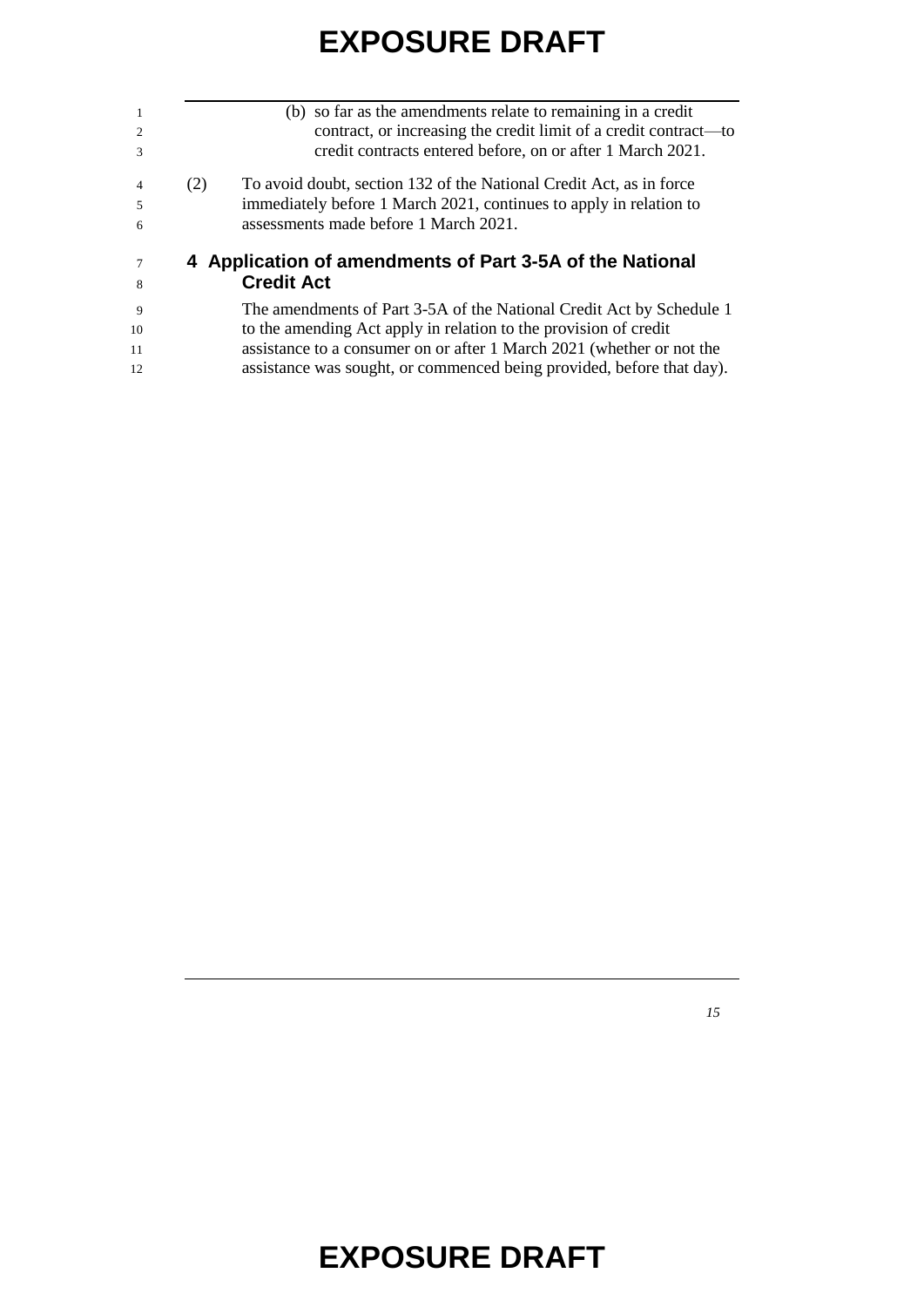(b) so far as the amendments relate to remaining in a credit contract, or increasing the credit limit of a credit contract—to credit contracts entered before, on or after 1 March 2021.

(2) To avoid doubt, section 132 of the National Credit Act, as in force immediately before 1 March 2021, continues to apply in relation to assessments made before 1 March 2021.

## 4 Application of amendments of Part 3-5A of the National Credit Act

The amendments of Part 3-5A of the National Credit Act by Schedule 1 to the amending Act apply in relation to the provision of credit assistance to a consumer on or after 1 March 2021 (whether or not the assistance was sought, or commenced being provided, before that day).